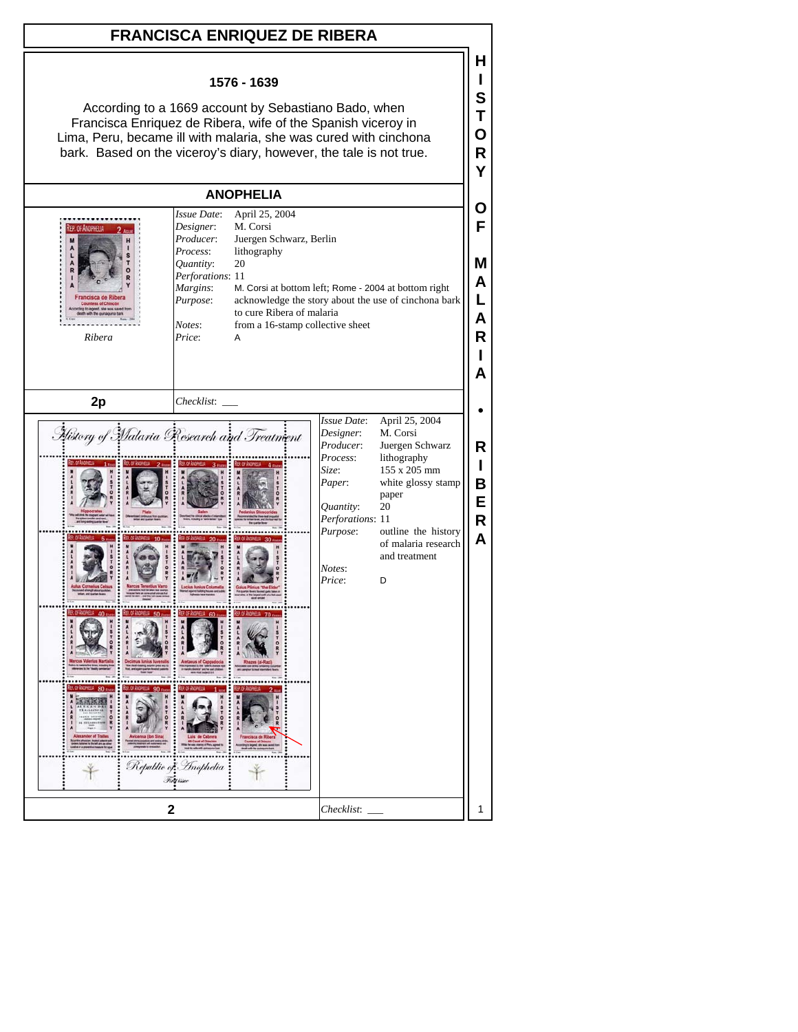# FRANCISCA ENRIQUEZ DE RIBERA

**1576 - 1639**

According to a 1669 account by Sebastiano Bado, when Francisca Enriquez de Ribera, wife of the Spanish viceroy in Lima, Peru, became ill with malaria, she was cured with cinchona bark. Based on the viceroy's diary, however, the tale is not true.

## ANOPHELIA

*Ribera*

| | |
|---|---|
| *Issue Date*: | April 25, 2004 |
| *Designer*: | M. Corsi |
| *Producer*: | Juergen Schwarz, Berlin |
| *Process*: | lithography |
| *Quantity*: | 20 |
| *Perforations*: | 11 |
| *Margins*: | M. Corsi at bottom left; Rome - 2004 at bottom right |
| *Purpose*: | acknowledge the story about the use of cinchona bark to cure Ribera of malaria |
| *Notes*: | from a 16-stamp collective sheet |
| *Price*: | A |

**2p**

*Checklist*: ___

| | |
|---|---|
| *Issue Date*: | April 25, 2004 |
| *Designer*: | M. Corsi |
| *Producer*: | Juergen Schwarz |
| *Process*: | lithography |
| *Size*: | 155 x 205 mm |
| *Paper*: | white glossy stamp paper |
| *Quantity*: | 20 |
| *Perforations*: | 11 |
| *Purpose*: | outline the history of malaria research and treatment |
| *Notes*: | |
| *Price*: | D |

**2**

*Checklist*: ___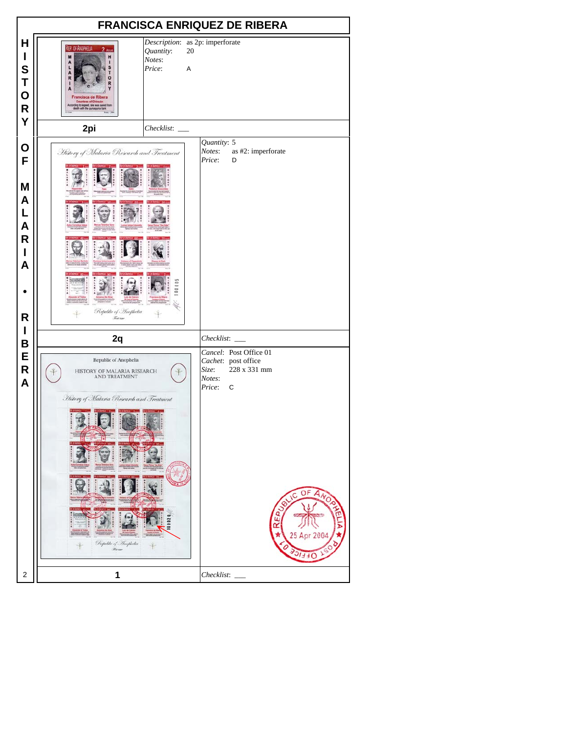# FRANCISCA ENRIQUEZ DE RIBERA

HISTORY OF MALARIA • RIBERA

| | |
|---|---|
| | *Description*: as 2p: imperforate<br>*Quantity*: 20<br>*Notes*:<br>*Price*: A |
| **2pi** | *Checklist*: ___ |
| | *Quantity*: 5<br>*Notes*: as #2: imperforate<br>*Price*: D |
| **2q** | *Checklist*: ___ |
| | *Cancel*: Post Office 01<br>*Cachet*: post office<br>*Size*: 228 x 331 mm<br>*Notes*:<br>*Price*: C |
| **1** | *Checklist*: ___ |